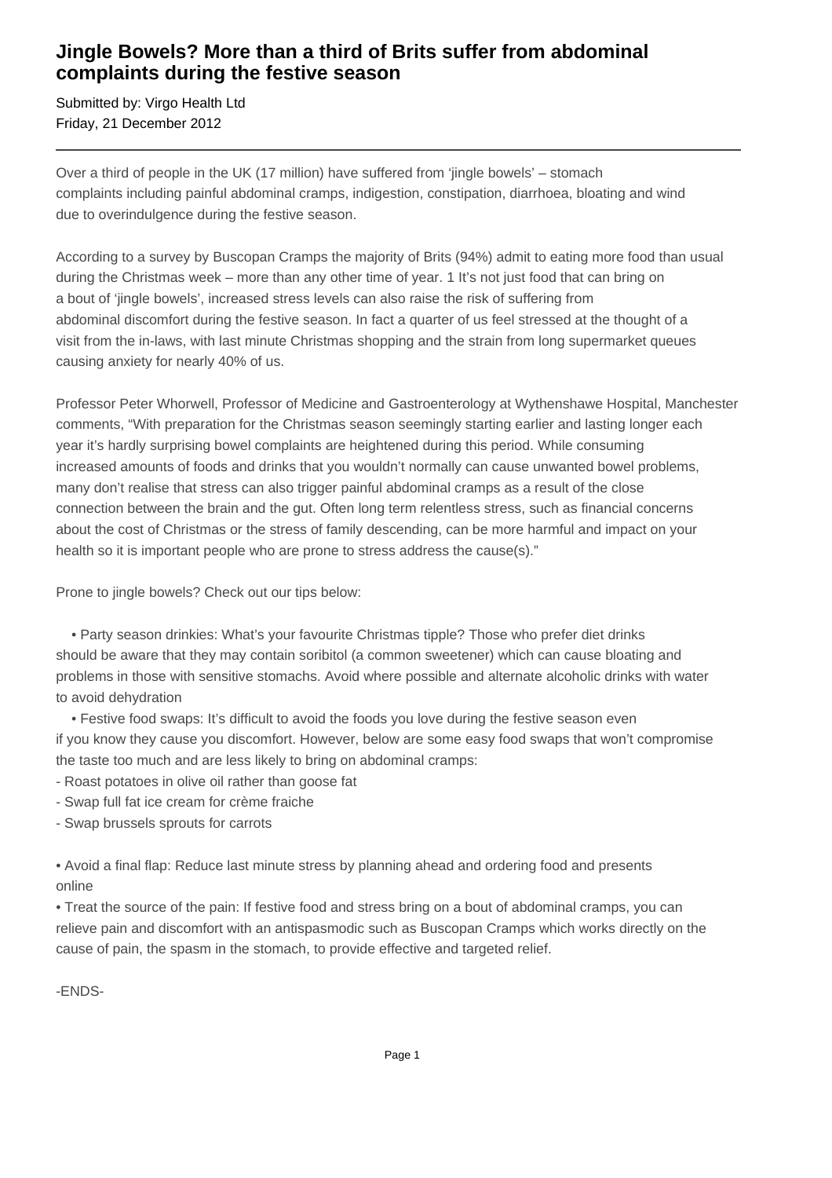# Jingle Bowels? More than a third of Brits suffer from abdominal complaints during the festive season

Submitted by: Virgo Health Ltd
Friday, 21 December 2012

---

Over a third of people in the UK (17 million) have suffered from 'jingle bowels' – stomach complaints including painful abdominal cramps, indigestion, constipation, diarrhoea, bloating and wind due to overindulgence during the festive season.

According to a survey by Buscopan Cramps the majority of Brits (94%) admit to eating more food than usual during the Christmas week – more than any other time of year. 1 It's not just food that can bring on a bout of 'jingle bowels', increased stress levels can also raise the risk of suffering from abdominal discomfort during the festive season. In fact a quarter of us feel stressed at the thought of a visit from the in-laws, with last minute Christmas shopping and the strain from long supermarket queues causing anxiety for nearly 40% of us.

Professor Peter Whorwell, Professor of Medicine and Gastroenterology at Wythenshawe Hospital, Manchester comments, "With preparation for the Christmas season seemingly starting earlier and lasting longer each year it's hardly surprising bowel complaints are heightened during this period. While consuming increased amounts of foods and drinks that you wouldn't normally can cause unwanted bowel problems, many don't realise that stress can also trigger painful abdominal cramps as a result of the close connection between the brain and the gut. Often long term relentless stress, such as financial concerns about the cost of Christmas or the stress of family descending, can be more harmful and impact on your health so it is important people who are prone to stress address the cause(s)."

Prone to jingle bowels? Check out our tips below:

- Party season drinkies: What's your favourite Christmas tipple? Those who prefer diet drinks should be aware that they may contain soribitol (a common sweetener) which can cause bloating and problems in those with sensitive stomachs. Avoid where possible and alternate alcoholic drinks with water to avoid dehydration
- Festive food swaps: It's difficult to avoid the foods you love during the festive season even if you know they cause you discomfort. However, below are some easy food swaps that won't compromise the taste too much and are less likely to bring on abdominal cramps:

- Roast potatoes in olive oil rather than goose fat
- Swap full fat ice cream for crème fraiche
- Swap brussels sprouts for carrots

- Avoid a final flap: Reduce last minute stress by planning ahead and ordering food and presents online
- Treat the source of the pain: If festive food and stress bring on a bout of abdominal cramps, you can relieve pain and discomfort with an antispasmodic such as Buscopan Cramps which works directly on the cause of pain, the spasm in the stomach, to provide effective and targeted relief.

-ENDS-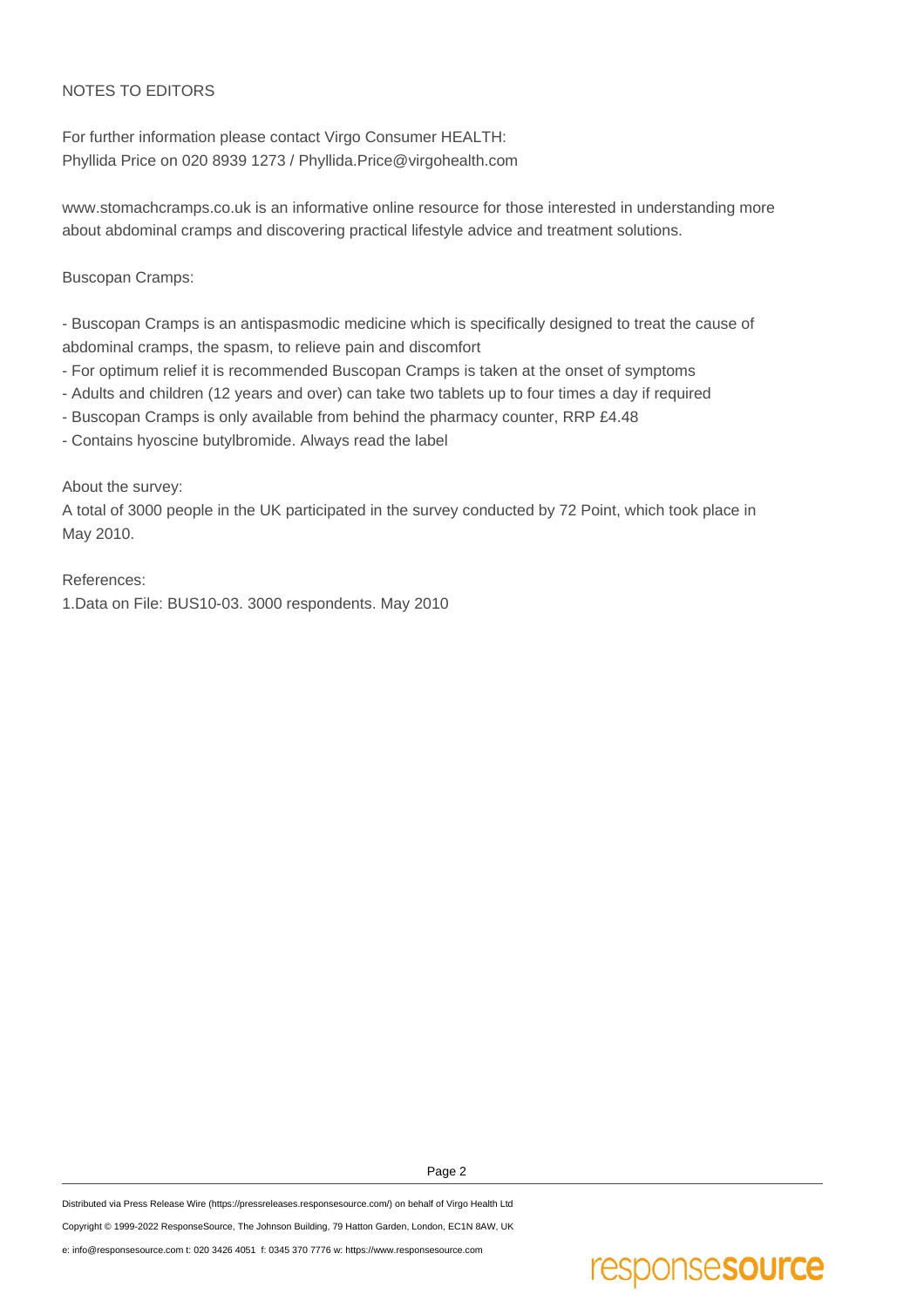NOTES TO EDITORS

For further information please contact Virgo Consumer HEALTH:
Phyllida Price on 020 8939 1273 / Phyllida.Price@virgohealth.com

www.stomachcramps.co.uk is an informative online resource for those interested in understanding more about abdominal cramps and discovering practical lifestyle advice and treatment solutions.

Buscopan Cramps:

- Buscopan Cramps is an antispasmodic medicine which is specifically designed to treat the cause of abdominal cramps, the spasm, to relieve pain and discomfort
- For optimum relief it is recommended Buscopan Cramps is taken at the onset of symptoms
- Adults and children (12 years and over) can take two tablets up to four times a day if required
- Buscopan Cramps is only available from behind the pharmacy counter, RRP £4.48
- Contains hyoscine butylbromide. Always read the label

About the survey:
A total of 3000 people in the UK participated in the survey conducted by 72 Point, which took place in May 2010.

References:
1.Data on File: BUS10-03. 3000 respondents. May 2010

Distributed via Press Release Wire (https://pressreleases.responsesource.com/) on behalf of Virgo Health Ltd

Copyright © 1999-2022 ResponseSource, The Johnson Building, 79 Hatton Garden, London, EC1N 8AW, UK

e: info@responsesource.com t: 020 3426 4051 f: 0345 370 7776 w: https://www.responsesource.com